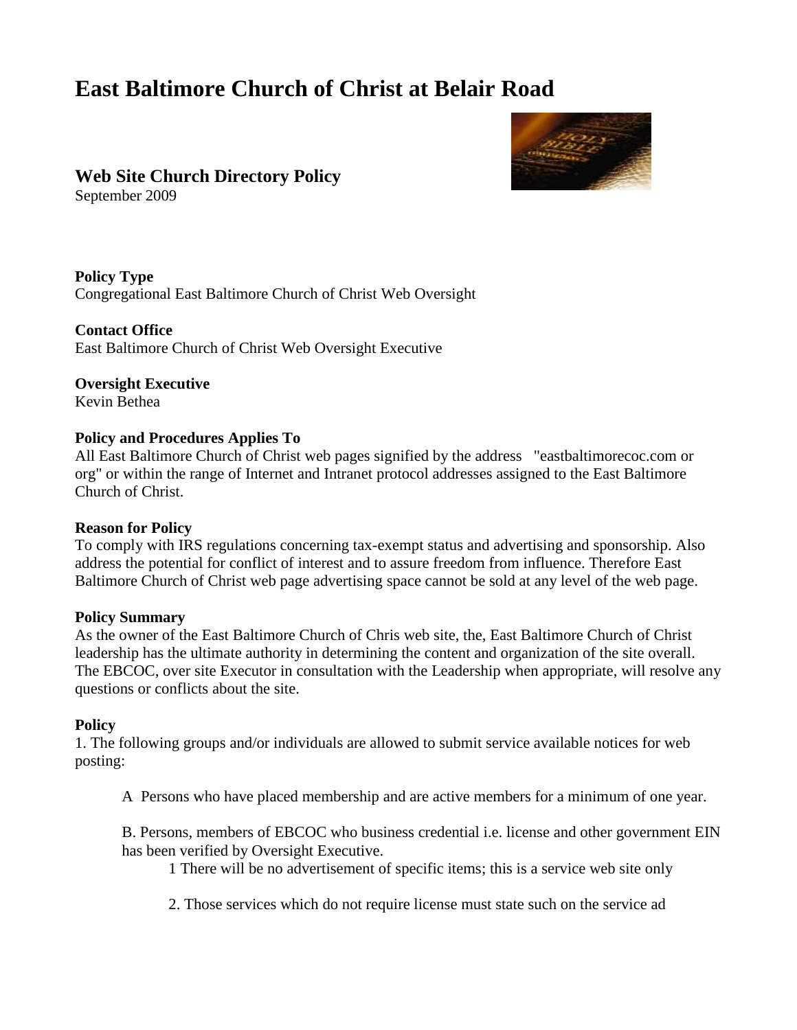# East Baltimore Church of Christ at Belair Road

## Web Site Church Directory Policy

September 2009

**Policy Type**
Congregational East Baltimore Church of Christ Web Oversight

**Contact Office**
East Baltimore Church of Christ Web Oversight Executive

**Oversight Executive**
Kevin Bethea

**Policy and Procedures Applies To**
All East Baltimore Church of Christ web pages signified by the address "eastbaltimorecoc.com or org" or within the range of Internet and Intranet protocol addresses assigned to the East Baltimore Church of Christ.

**Reason for Policy**
To comply with IRS regulations concerning tax-exempt status and advertising and sponsorship. Also address the potential for conflict of interest and to assure freedom from influence. Therefore East Baltimore Church of Christ web page advertising space cannot be sold at any level of the web page.

**Policy Summary**
As the owner of the East Baltimore Church of Chris web site, the, East Baltimore Church of Christ leadership has the ultimate authority in determining the content and organization of the site overall. The EBCOC, over site Executor in consultation with the Leadership when appropriate, will resolve any questions or conflicts about the site.

**Policy**
1. The following groups and/or individuals are allowed to submit service available notices for web posting:

A Persons who have placed membership and are active members for a minimum of one year.

B. Persons, members of EBCOC who business credential i.e. license and other government EIN has been verified by Oversight Executive.

1 There will be no advertisement of specific items; this is a service web site only

2. Those services which do not require license must state such on the service ad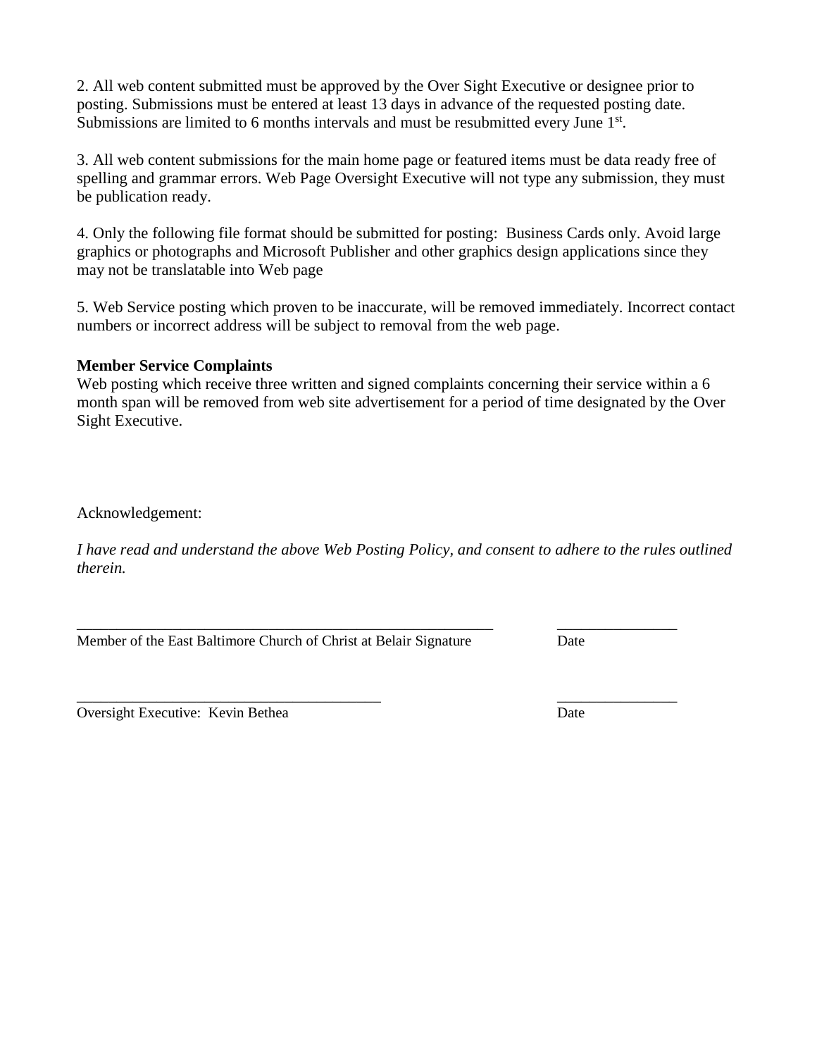2. All web content submitted must be approved by the Over Sight Executive or designee prior to posting. Submissions must be entered at least 13 days in advance of the requested posting date. Submissions are limited to 6 months intervals and must be resubmitted every June 1st.

3. All web content submissions for the main home page or featured items must be data ready free of spelling and grammar errors. Web Page Oversight Executive will not type any submission, they must be publication ready.

4. Only the following file format should be submitted for posting: Business Cards only. Avoid large graphics or photographs and Microsoft Publisher and other graphics design applications since they may not be translatable into Web page

5. Web Service posting which proven to be inaccurate, will be removed immediately. Incorrect contact numbers or incorrect address will be subject to removal from the web page.

**Member Service Complaints**

Web posting which receive three written and signed complaints concerning their service within a 6 month span will be removed from web site advertisement for a period of time designated by the Over Sight Executive.

Acknowledgement:

*I have read and understand the above Web Posting Policy, and consent to adhere to the rules outlined therein.*

\_\_\_\_\_\_\_\_\_\_\_\_\_\_\_\_\_\_\_\_\_\_\_\_\_\_\_\_\_\_\_\_\_\_\_\_\_\_\_\_\_\_\_\_\_\_\_\_\_\_\_\_\_\_\_\_ \_\_\_\_\_\_\_\_\_\_\_\_\_\_\_\_

Member of the East Baltimore Church of Christ at Belair Signature Date

\_\_\_\_\_\_\_\_\_\_\_\_\_\_\_\_\_\_\_\_\_\_\_\_\_\_\_\_\_\_\_\_\_\_\_\_\_\_\_\_\_\_ \_\_\_\_\_\_\_\_\_\_\_\_\_\_\_\_

Oversight Executive: Kevin Bethea Date